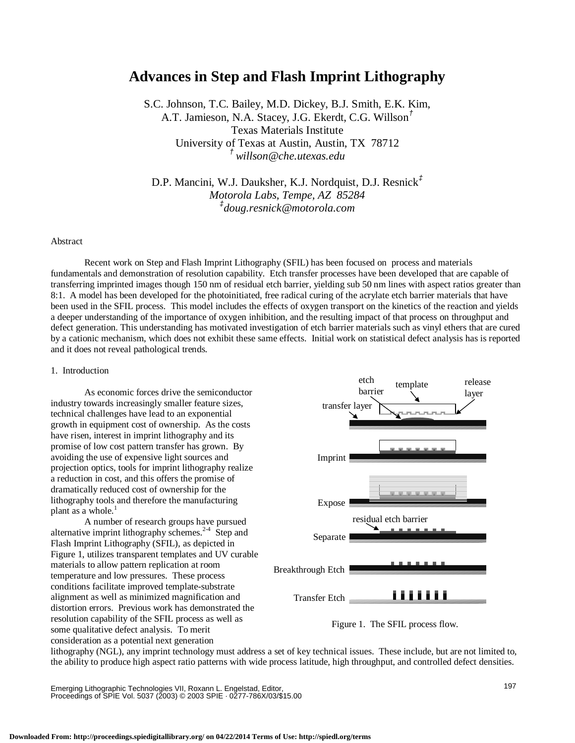# Advances in Step and Flash Imprint Lithography

S.C. Johnson, T.C. Bailey, M.D. Dickey, B.J. Smith, E.K. Kim, A.T. Jamieson, N.A. Stacey, J.G. Ekerdt, C.G. Willson[†]
Texas Materials Institute
University of Texas at Austin, Austin, TX 78712
[†] *willson@che.utexas.edu*

D.P. Mancini, W.J. Dauksher, K.J. Nordquist, D.J. Resnick[‡]
*Motorola Labs, Tempe, AZ 85284*
[‡]*doug.resnick@motorola.com*

## Abstract

Recent work on Step and Flash Imprint Lithography (SFIL) has been focused on process and materials fundamentals and demonstration of resolution capability. Etch transfer processes have been developed that are capable of transferring imprinted images though 150 nm of residual etch barrier, yielding sub 50 nm lines with aspect ratios greater than 8:1. A model has been developed for the photoinitiated, free radical curing of the acrylate etch barrier materials that have been used in the SFIL process. This model includes the effects of oxygen transport on the kinetics of the reaction and yields a deeper understanding of the importance of oxygen inhibition, and the resulting impact of that process on throughput and defect generation. This understanding has motivated investigation of etch barrier materials such as vinyl ethers that are cured by a cationic mechanism, which does not exhibit these same effects. Initial work on statistical defect analysis has is reported and it does not reveal pathological trends.

## 1. Introduction

As economic forces drive the semiconductor industry towards increasingly smaller feature sizes, technical challenges have lead to an exponential growth in equipment cost of ownership. As the costs have risen, interest in imprint lithography and its promise of low cost pattern transfer has grown. By avoiding the use of expensive light sources and projection optics, tools for imprint lithography realize a reduction in cost, and this offers the promise of dramatically reduced cost of ownership for the lithography tools and therefore the manufacturing plant as a whole.[1]

A number of research groups have pursued alternative imprint lithography schemes.[2-4] Step and Flash Imprint Lithography (SFIL), as depicted in Figure 1, utilizes transparent templates and UV curable materials to allow pattern replication at room temperature and low pressures. These process conditions facilitate improved template-substrate alignment as well as minimized magnification and distortion errors. Previous work has demonstrated the resolution capability of the SFIL process as well as some qualitative defect analysis. To merit consideration as a potential next generation lithography (NGL), any imprint technology must address a set of key technical issues. These include, but are not limited to, the ability to produce high aspect ratio patterns with wide process latitude, high throughput, and controlled defect densities.

Figure 1. The SFIL process flow.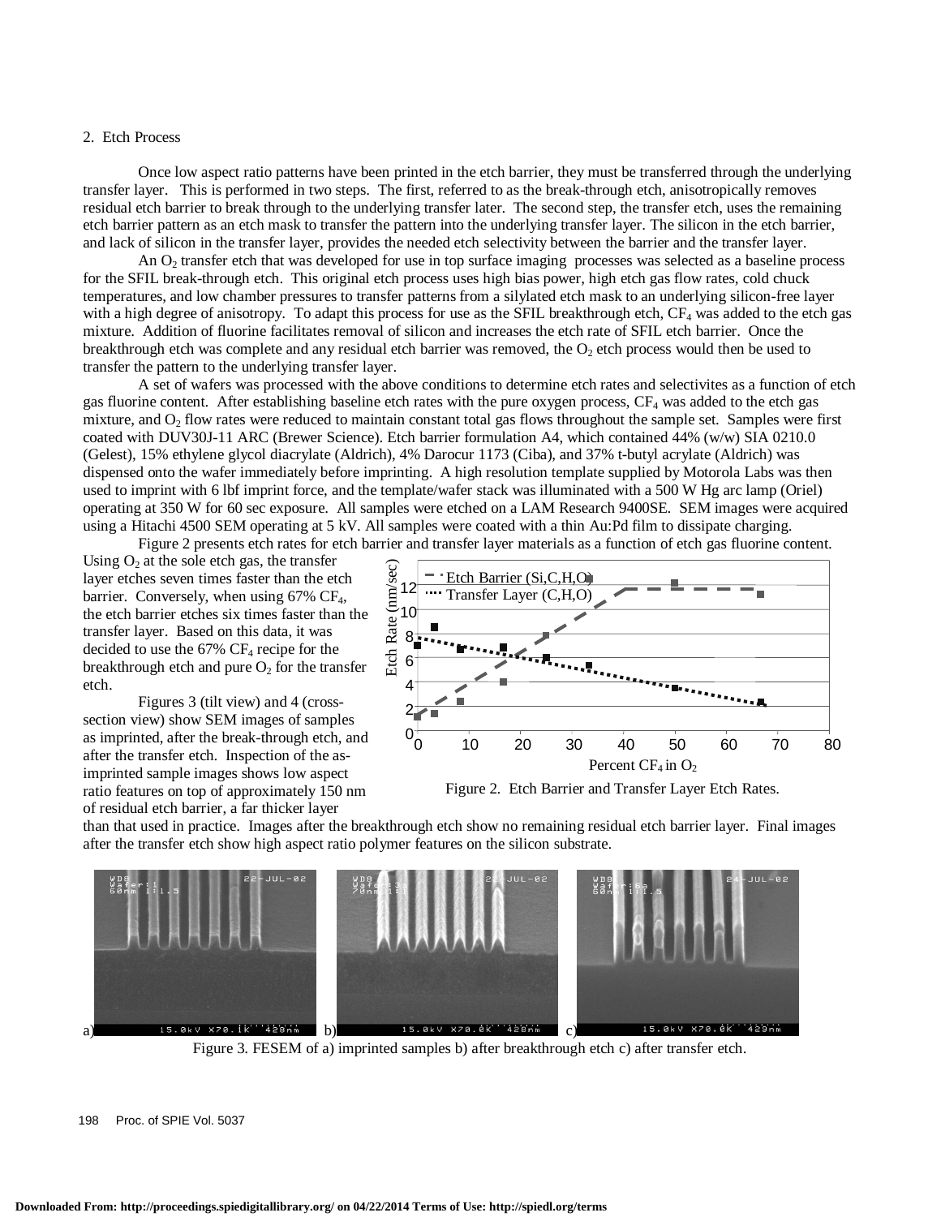## 2. Etch Process

Once low aspect ratio patterns have been printed in the etch barrier, they must be transferred through the underlying transfer layer. This is performed in two steps. The first, referred to as the break-through etch, anisotropically removes residual etch barrier to break through to the underlying transfer later. The second step, the transfer etch, uses the remaining etch barrier pattern as an etch mask to transfer the pattern into the underlying transfer layer. The silicon in the etch barrier, and lack of silicon in the transfer layer, provides the needed etch selectivity between the barrier and the transfer layer.

An $O_2$ transfer etch that was developed for use in top surface imaging processes was selected as a baseline process for the SFIL break-through etch. This original etch process uses high bias power, high etch gas flow rates, cold chuck temperatures, and low chamber pressures to transfer patterns from a silylated etch mask to an underlying silicon-free layer with a high degree of anisotropy. To adapt this process for use as the SFIL breakthrough etch, $CF_4$ was added to the etch gas mixture. Addition of fluorine facilitates removal of silicon and increases the etch rate of SFIL etch barrier. Once the breakthrough etch was complete and any residual etch barrier was removed, the $O_2$ etch process would then be used to transfer the pattern to the underlying transfer layer.

A set of wafers was processed with the above conditions to determine etch rates and selectivites as a function of etch gas fluorine content. After establishing baseline etch rates with the pure oxygen process, $CF_4$ was added to the etch gas mixture, and $O_2$ flow rates were reduced to maintain constant total gas flows throughout the sample set. Samples were first coated with DUV30J-11 ARC (Brewer Science). Etch barrier formulation A4, which contained 44% (w/w) SIA 0210.0 (Gelest), 15% ethylene glycol diacrylate (Aldrich), 4% Darocur 1173 (Ciba), and 37% t-butyl acrylate (Aldrich) was dispensed onto the wafer immediately before imprinting. A high resolution template supplied by Motorola Labs was then used to imprint with 6 lbf imprint force, and the template/wafer stack was illuminated with a 500 W Hg arc lamp (Oriel) operating at 350 W for 60 sec exposure. All samples were etched on a LAM Research 9400SE. SEM images were acquired using a Hitachi 4500 SEM operating at 5 kV. All samples were coated with a thin Au:Pd film to dissipate charging.

Figure 2 presents etch rates for etch barrier and transfer layer materials as a function of etch gas fluorine content. Using $O_2$ at the sole etch gas, the transfer layer etches seven times faster than the etch barrier. Conversely, when using 67% $CF_4$, the etch barrier etches six times faster than the transfer layer. Based on this data, it was decided to use the 67% $CF_4$ recipe for the breakthrough etch and pure $O_2$ for the transfer etch.

Figure 2. Etch Barrier and Transfer Layer Etch Rates.

Figures 3 (tilt view) and 4 (cross-section view) show SEM images of samples as imprinted, after the break-through etch, and after the transfer etch. Inspection of the as-imprinted sample images shows low aspect ratio features on top of approximately 150 nm of residual etch barrier, a far thicker layer than that used in practice. Images after the breakthrough etch show no remaining residual etch barrier layer. Final images after the transfer etch show high aspect ratio polymer features on the silicon substrate.

Figure 3. FESEM of a) imprinted samples b) after breakthrough etch c) after transfer etch.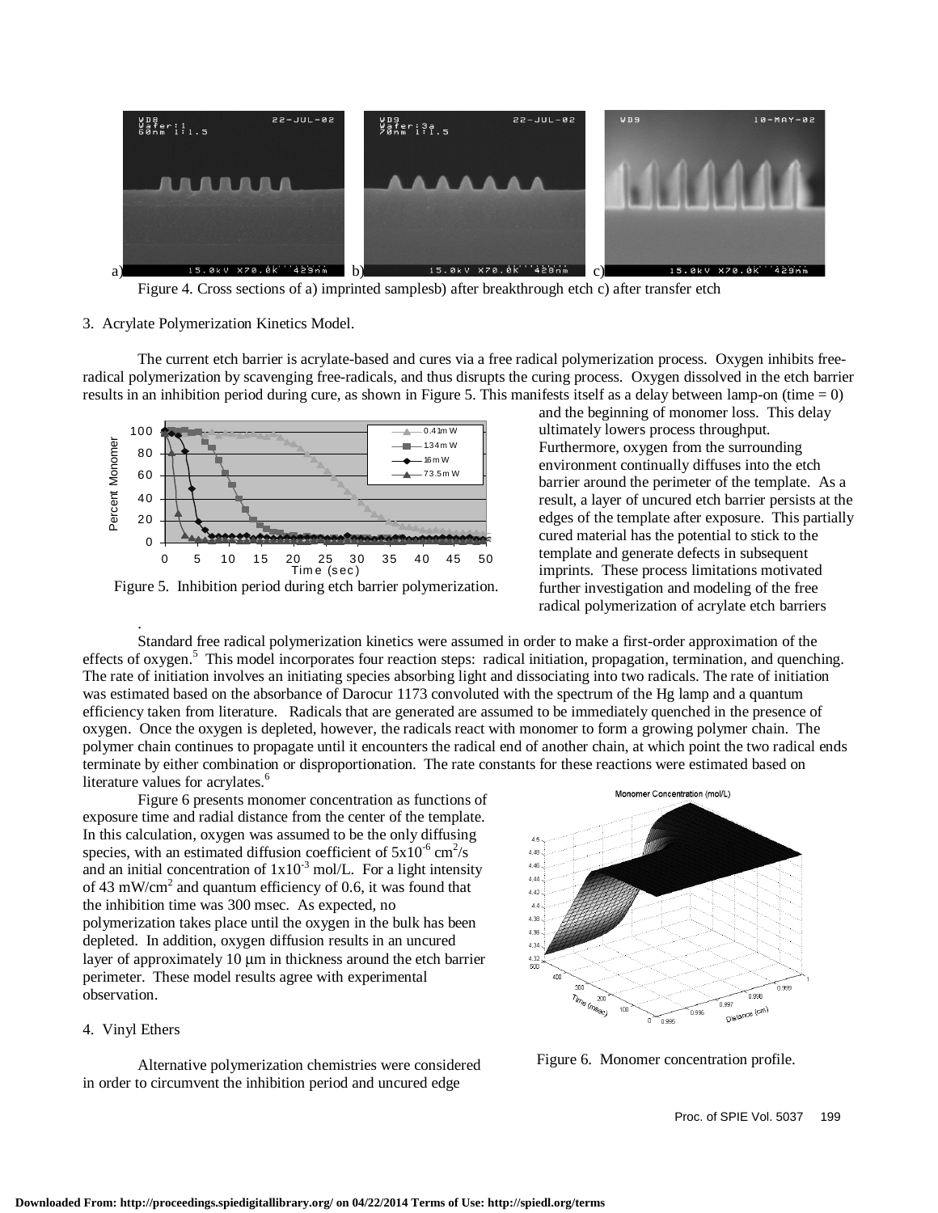Figure 4. Cross sections of a) imprinted samplesb) after breakthrough etch c) after transfer etch

## 3. Acrylate Polymerization Kinetics Model.

The current etch barrier is acrylate-based and cures via a free radical polymerization process. Oxygen inhibits free-radical polymerization by scavenging free-radicals, and thus disrupts the curing process. Oxygen dissolved in the etch barrier results in an inhibition period during cure, as shown in Figure 5. This manifests itself as a delay between lamp-on (time = 0) and the beginning of monomer loss. This delay ultimately lowers process throughput. Furthermore, oxygen from the surrounding environment continually diffuses into the etch barrier around the perimeter of the template. As a result, a layer of uncured etch barrier persists at the edges of the template after exposure. This partially cured material has the potential to stick to the template and generate defects in subsequent imprints. These process limitations motivated further investigation and modeling of the free radical polymerization of acrylate etch barriers.

Figure 5. Inhibition period during etch barrier polymerization.

Standard free radical polymerization kinetics were assumed in order to make a first-order approximation of the effects of oxygen.[5] This model incorporates four reaction steps: radical initiation, propagation, termination, and quenching. The rate of initiation involves an initiating species absorbing light and dissociating into two radicals. The rate of initiation was estimated based on the absorbance of Darocur 1173 convoluted with the spectrum of the Hg lamp and a quantum efficiency taken from literature. Radicals that are generated are assumed to be immediately quenched in the presence of oxygen. Once the oxygen is depleted, however, the radicals react with monomer to form a growing polymer chain. The polymer chain continues to propagate until it encounters the radical end of another chain, at which point the two radical ends terminate by either combination or disproportionation. The rate constants for these reactions were estimated based on literature values for acrylates.[6]

Figure 6 presents monomer concentration as functions of exposure time and radial distance from the center of the template. In this calculation, oxygen was assumed to be the only diffusing species, with an estimated diffusion coefficient of $5 \times 10^{-6}$ cm$^2$/s and an initial concentration of $1 \times 10^{-3}$ mol/L. For a light intensity of 43 mW/cm$^2$ and quantum efficiency of 0.6, it was found that the inhibition time was 300 msec. As expected, no polymerization takes place until the oxygen in the bulk has been depleted. In addition, oxygen diffusion results in an uncured layer of approximately 10 µm in thickness around the etch barrier perimeter. These model results agree with experimental observation.

Figure 6. Monomer concentration profile.

## 4. Vinyl Ethers

Alternative polymerization chemistries were considered in order to circumvent the inhibition period and uncured edge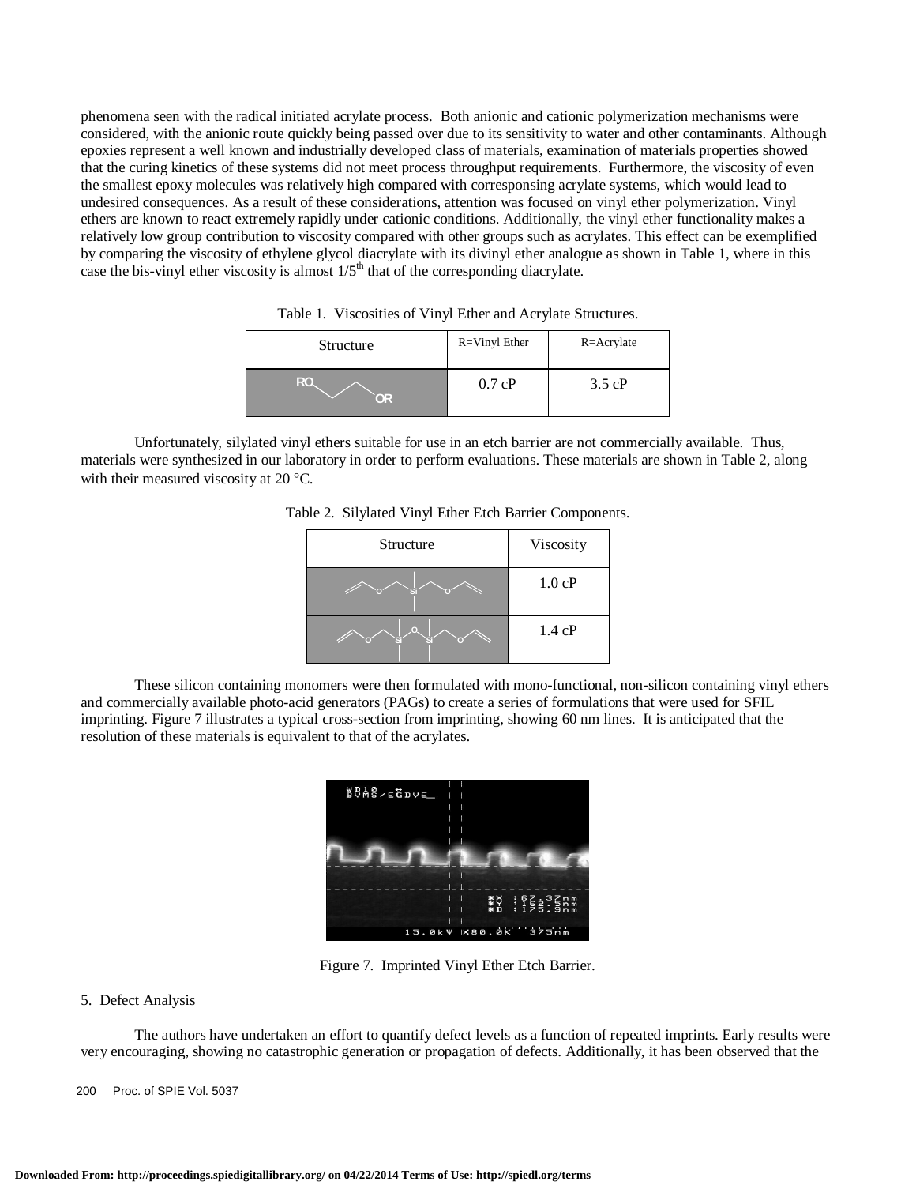phenomena seen with the radical initiated acrylate process. Both anionic and cationic polymerization mechanisms were considered, with the anionic route quickly being passed over due to its sensitivity to water and other contaminants. Although epoxies represent a well known and industrially developed class of materials, examination of materials properties showed that the curing kinetics of these systems did not meet process throughput requirements. Furthermore, the viscosity of even the smallest epoxy molecules was relatively high compared with corresponsing acrylate systems, which would lead to undesired consequences. As a result of these considerations, attention was focused on vinyl ether polymerization. Vinyl ethers are known to react extremely rapidly under cationic conditions. Additionally, the vinyl ether functionality makes a relatively low group contribution to viscosity compared with other groups such as acrylates. This effect can be exemplified by comparing the viscosity of ethylene glycol diacrylate with its divinyl ether analogue as shown in Table 1, where in this case the bis-vinyl ether viscosity is almost $1/5^{th}$ that of the corresponding diacrylate.

Table 1. Viscosities of Vinyl Ether and Acrylate Structures.

| Structure | R=Vinyl Ether | R=Acrylate |
|---|---|---|
| RO–CH₂CH₂–OR | 0.7 cP | 3.5 cP |

Unfortunately, silylated vinyl ethers suitable for use in an etch barrier are not commercially available. Thus, materials were synthesized in our laboratory in order to perform evaluations. These materials are shown in Table 2, along with their measured viscosity at 20 °C.

Table 2. Silylated Vinyl Ether Etch Barrier Components.

| Structure | Viscosity |
|---|---|
| bis(vinyloxymethyl)dimethylsilane | 1.0 cP |
| 1,3-bis(vinyloxymethyl)tetramethyldisiloxane | 1.4 cP |

These silicon containing monomers were then formulated with mono-functional, non-silicon containing vinyl ethers and commercially available photo-acid generators (PAGs) to create a series of formulations that were used for SFIL imprinting. Figure 7 illustrates a typical cross-section from imprinting, showing 60 nm lines. It is anticipated that the resolution of these materials is equivalent to that of the acrylates.

Figure 7. Imprinted Vinyl Ether Etch Barrier.

## 5. Defect Analysis

The authors have undertaken an effort to quantify defect levels as a function of repeated imprints. Early results were very encouraging, showing no catastrophic generation or propagation of defects. Additionally, it has been observed that the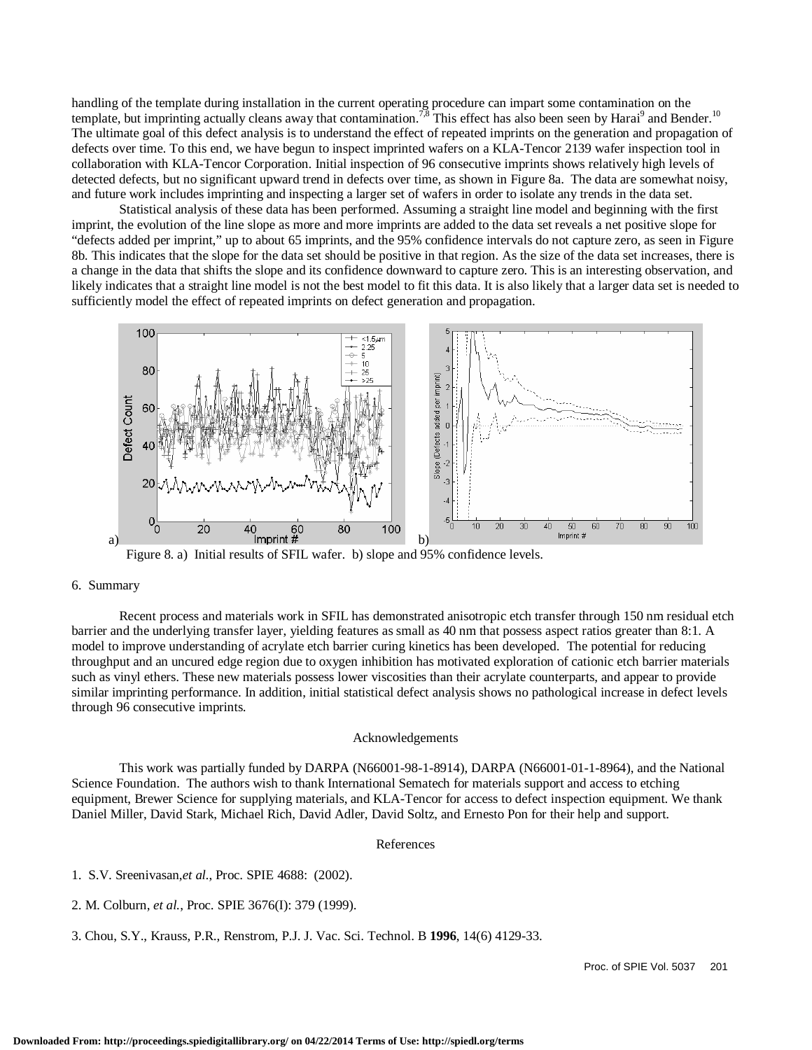handling of the template during installation in the current operating procedure can impart some contamination on the template, but imprinting actually cleans away that contamination.[7,8] This effect has also been seen by Harai[9] and Bender.[10] The ultimate goal of this defect analysis is to understand the effect of repeated imprints on the generation and propagation of defects over time. To this end, we have begun to inspect imprinted wafers on a KLA-Tencor 2139 wafer inspection tool in collaboration with KLA-Tencor Corporation. Initial inspection of 96 consecutive imprints shows relatively high levels of detected defects, but no significant upward trend in defects over time, as shown in Figure 8a. The data are somewhat noisy, and future work includes imprinting and inspecting a larger set of wafers in order to isolate any trends in the data set.

Statistical analysis of these data has been performed. Assuming a straight line model and beginning with the first imprint, the evolution of the line slope as more and more imprints are added to the data set reveals a net positive slope for "defects added per imprint," up to about 65 imprints, and the 95% confidence intervals do not capture zero, as seen in Figure 8b. This indicates that the slope for the data set should be positive in that region. As the size of the data set increases, there is a change in the data that shifts the slope and its confidence downward to capture zero. This is an interesting observation, and likely indicates that a straight line model is not the best model to fit this data. It is also likely that a larger data set is needed to sufficiently model the effect of repeated imprints on defect generation and propagation.

Figure 8. a) Initial results of SFIL wafer. b) slope and 95% confidence levels.

## 6. Summary

Recent process and materials work in SFIL has demonstrated anisotropic etch transfer through 150 nm residual etch barrier and the underlying transfer layer, yielding features as small as 40 nm that possess aspect ratios greater than 8:1. A model to improve understanding of acrylate etch barrier curing kinetics has been developed. The potential for reducing throughput and an uncured edge region due to oxygen inhibition has motivated exploration of cationic etch barrier materials such as vinyl ethers. These new materials possess lower viscosities than their acrylate counterparts, and appear to provide similar imprinting performance. In addition, initial statistical defect analysis shows no pathological increase in defect levels through 96 consecutive imprints.

## Acknowledgements

This work was partially funded by DARPA (N66001-98-1-8914), DARPA (N66001-01-1-8964), and the National Science Foundation. The authors wish to thank International Sematech for materials support and access to etching equipment, Brewer Science for supplying materials, and KLA-Tencor for access to defect inspection equipment. We thank Daniel Miller, David Stark, Michael Rich, David Adler, David Soltz, and Ernesto Pon for their help and support.

## References

1. S.V. Sreenivasan,*et al.*, Proc. SPIE 4688: (2002).

2. M. Colburn, *et al.*, Proc. SPIE 3676(I): 379 (1999).

3. Chou, S.Y., Krauss, P.R., Renstrom, P.J. J. Vac. Sci. Technol. B **1996**, 14(6) 4129-33.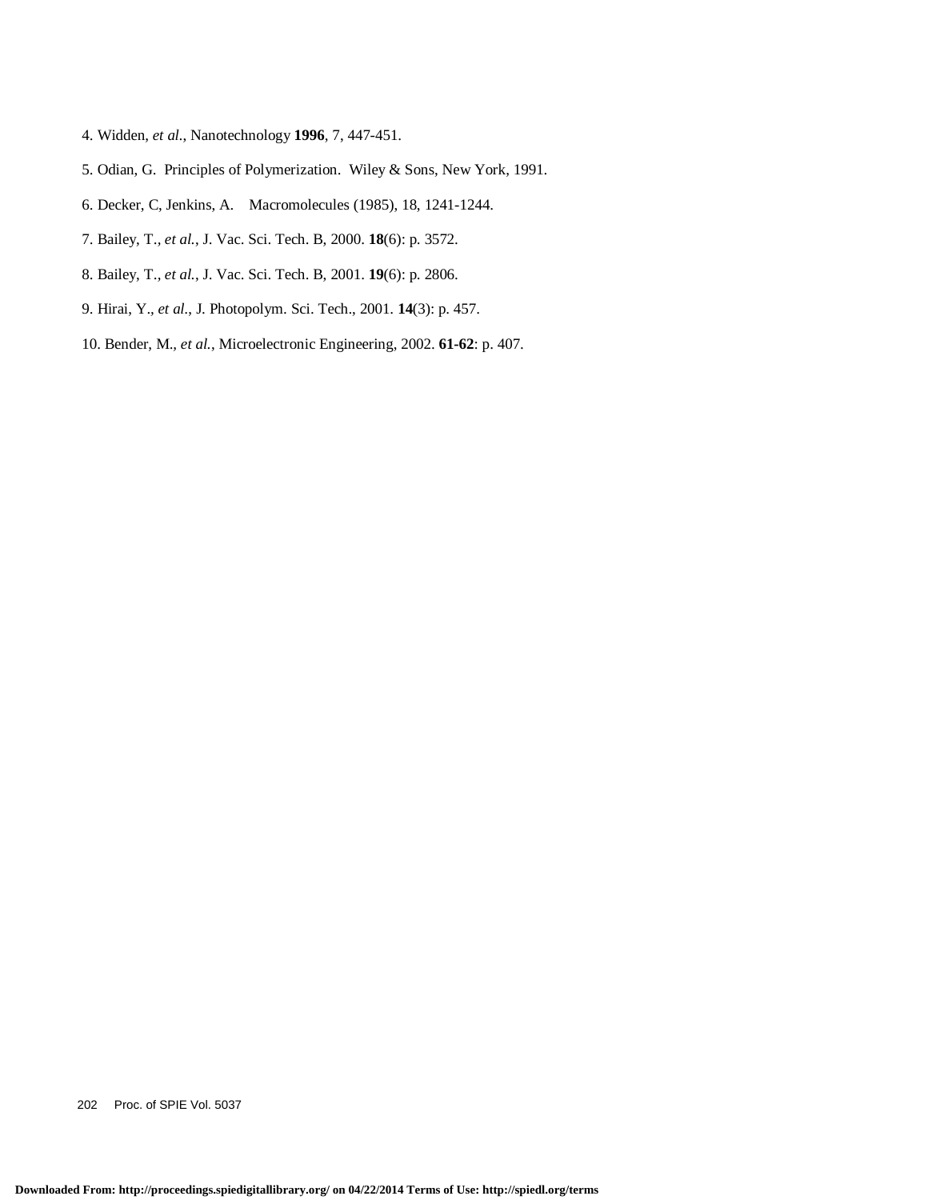4. Widden, *et al*., Nanotechnology **1996**, 7, 447-451.

5. Odian, G. Principles of Polymerization. Wiley & Sons, New York, 1991.

6. Decker, C, Jenkins, A. Macromolecules (1985), 18, 1241-1244.

7. Bailey, T., *et al.*, J. Vac. Sci. Tech. B, 2000. **18**(6): p. 3572.

8. Bailey, T., *et al.*, J. Vac. Sci. Tech. B, 2001. **19**(6): p. 2806.

9. Hirai, Y., *et al.*, J. Photopolym. Sci. Tech., 2001. **14**(3): p. 457.

10. Bender, M., *et al.*, Microelectronic Engineering, 2002. **61-62**: p. 407.